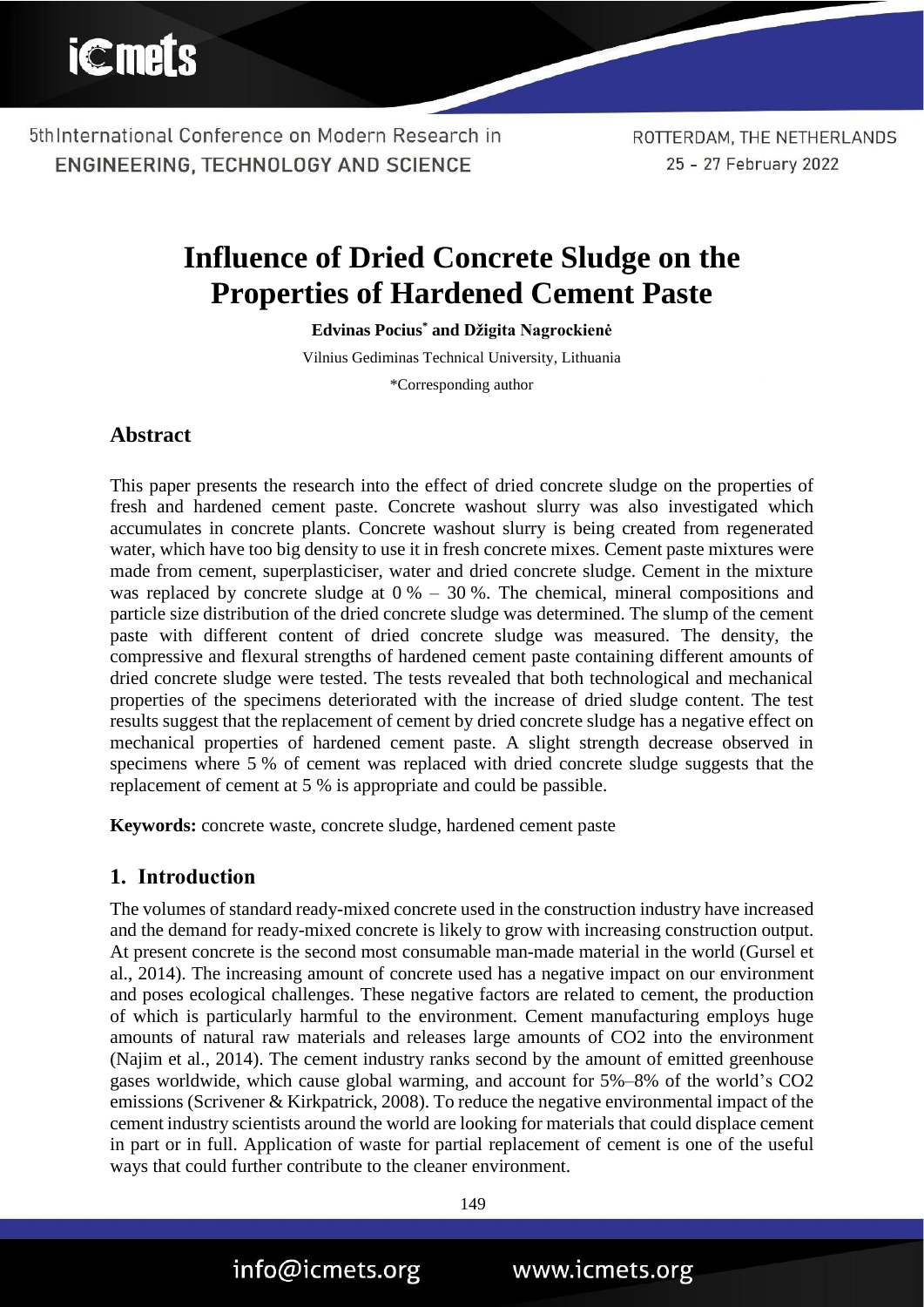# Influence of Dried Concrete Sludge on the Properties of Hardened Cement Paste

**Edvinas Pocius\* and Džigita Nagrockienė**

Vilnius Gediminas Technical University, Lithuania

\*Corresponding author

## Abstract

This paper presents the research into the effect of dried concrete sludge on the properties of fresh and hardened cement paste. Concrete washout slurry was also investigated which accumulates in concrete plants. Concrete washout slurry is being created from regenerated water, which have too big density to use it in fresh concrete mixes. Cement paste mixtures were made from cement, superplasticiser, water and dried concrete sludge. Cement in the mixture was replaced by concrete sludge at 0 % – 30 %. The chemical, mineral compositions and particle size distribution of the dried concrete sludge was determined. The slump of the cement paste with different content of dried concrete sludge was measured. The density, the compressive and flexural strengths of hardened cement paste containing different amounts of dried concrete sludge were tested. The tests revealed that both technological and mechanical properties of the specimens deteriorated with the increase of dried sludge content. The test results suggest that the replacement of cement by dried concrete sludge has a negative effect on mechanical properties of hardened cement paste. A slight strength decrease observed in specimens where 5 % of cement was replaced with dried concrete sludge suggests that the replacement of cement at 5 % is appropriate and could be passible.

**Keywords:** concrete waste, concrete sludge, hardened cement paste

## 1. Introduction

The volumes of standard ready-mixed concrete used in the construction industry have increased and the demand for ready-mixed concrete is likely to grow with increasing construction output. At present concrete is the second most consumable man-made material in the world (Gursel et al., 2014). The increasing amount of concrete used has a negative impact on our environment and poses ecological challenges. These negative factors are related to cement, the production of which is particularly harmful to the environment. Cement manufacturing employs huge amounts of natural raw materials and releases large amounts of $CO_2$ into the environment (Najim et al., 2014). The cement industry ranks second by the amount of emitted greenhouse gases worldwide, which cause global warming, and account for 5%–8% of the world's $CO_2$ emissions (Scrivener & Kirkpatrick, 2008). To reduce the negative environmental impact of the cement industry scientists around the world are looking for materials that could displace cement in part or in full. Application of waste for partial replacement of cement is one of the useful ways that could further contribute to the cleaner environment.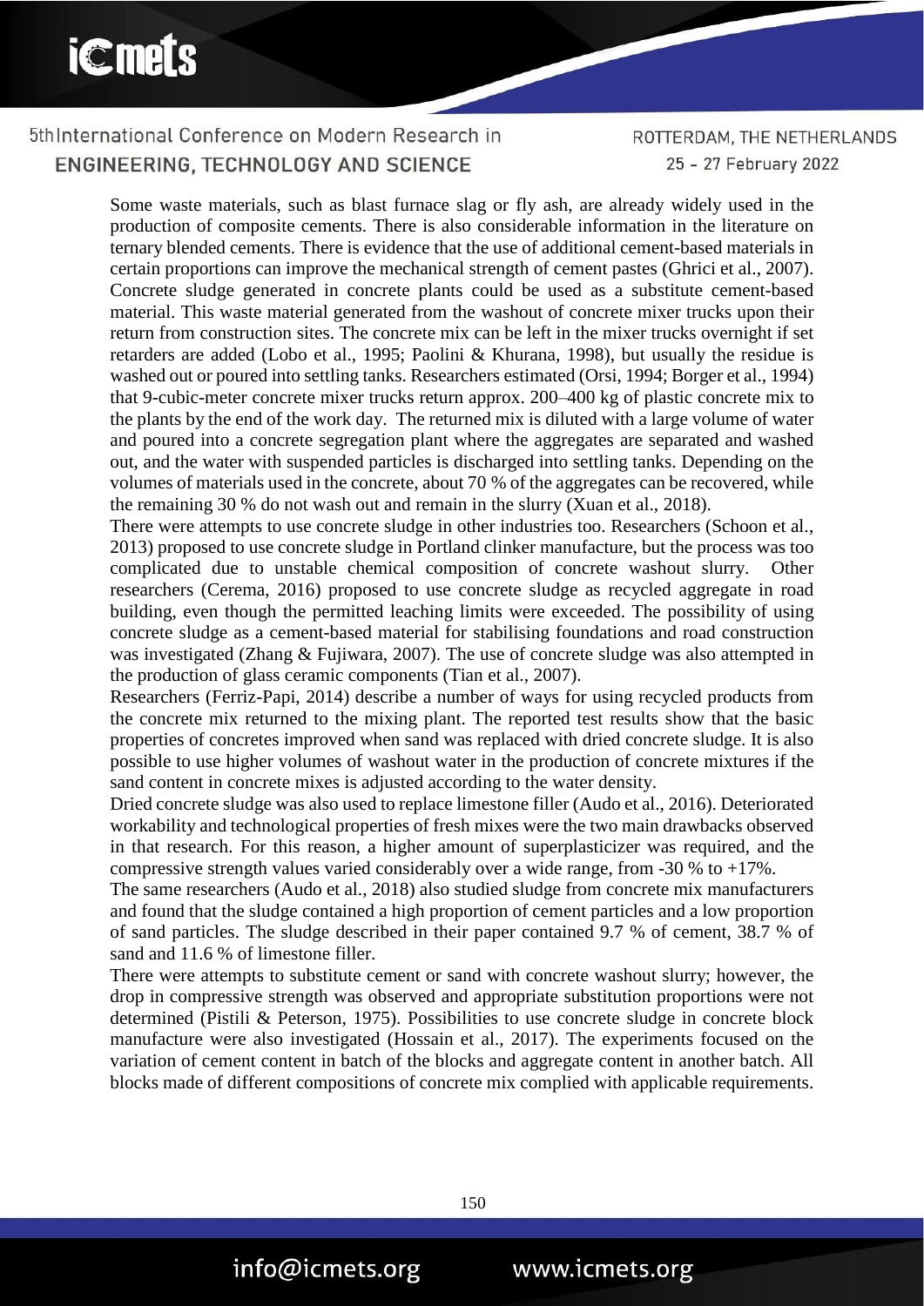Some waste materials, such as blast furnace slag or fly ash, are already widely used in the production of composite cements. There is also considerable information in the literature on ternary blended cements. There is evidence that the use of additional cement-based materials in certain proportions can improve the mechanical strength of cement pastes (Ghrici et al., 2007). Concrete sludge generated in concrete plants could be used as a substitute cement-based material. This waste material generated from the washout of concrete mixer trucks upon their return from construction sites. The concrete mix can be left in the mixer trucks overnight if set retarders are added (Lobo et al., 1995; Paolini & Khurana, 1998), but usually the residue is washed out or poured into settling tanks. Researchers estimated (Orsi, 1994; Borger et al., 1994) that 9-cubic-meter concrete mixer trucks return approx. 200–400 kg of plastic concrete mix to the plants by the end of the work day. The returned mix is diluted with a large volume of water and poured into a concrete segregation plant where the aggregates are separated and washed out, and the water with suspended particles is discharged into settling tanks. Depending on the volumes of materials used in the concrete, about 70 % of the aggregates can be recovered, while the remaining 30 % do not wash out and remain in the slurry (Xuan et al., 2018).

There were attempts to use concrete sludge in other industries too. Researchers (Schoon et al., 2013) proposed to use concrete sludge in Portland clinker manufacture, but the process was too complicated due to unstable chemical composition of concrete washout slurry. Other researchers (Cerema, 2016) proposed to use concrete sludge as recycled aggregate in road building, even though the permitted leaching limits were exceeded. The possibility of using concrete sludge as a cement-based material for stabilising foundations and road construction was investigated (Zhang & Fujiwara, 2007). The use of concrete sludge was also attempted in the production of glass ceramic components (Tian et al., 2007).

Researchers (Ferriz-Papi, 2014) describe a number of ways for using recycled products from the concrete mix returned to the mixing plant. The reported test results show that the basic properties of concretes improved when sand was replaced with dried concrete sludge. It is also possible to use higher volumes of washout water in the production of concrete mixtures if the sand content in concrete mixes is adjusted according to the water density.

Dried concrete sludge was also used to replace limestone filler (Audo et al., 2016). Deteriorated workability and technological properties of fresh mixes were the two main drawbacks observed in that research. For this reason, a higher amount of superplasticizer was required, and the compressive strength values varied considerably over a wide range, from -30 % to +17%.

The same researchers (Audo et al., 2018) also studied sludge from concrete mix manufacturers and found that the sludge contained a high proportion of cement particles and a low proportion of sand particles. The sludge described in their paper contained 9.7 % of cement, 38.7 % of sand and 11.6 % of limestone filler.

There were attempts to substitute cement or sand with concrete washout slurry; however, the drop in compressive strength was observed and appropriate substitution proportions were not determined (Pistili & Peterson, 1975). Possibilities to use concrete sludge in concrete block manufacture were also investigated (Hossain et al., 2017). The experiments focused on the variation of cement content in batch of the blocks and aggregate content in another batch. All blocks made of different compositions of concrete mix complied with applicable requirements.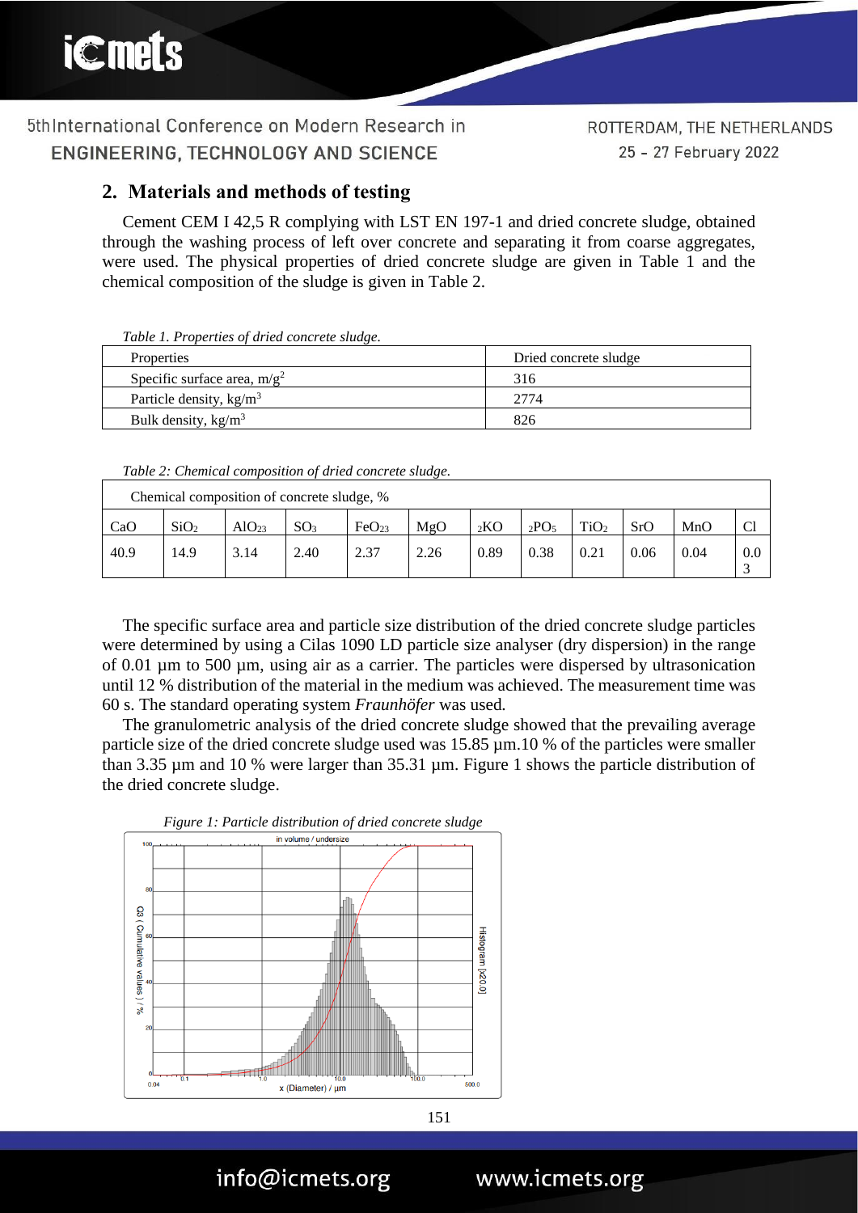## 2. Materials and methods of testing

Cement CEM I 42,5 R complying with LST EN 197-1 and dried concrete sludge, obtained through the washing process of left over concrete and separating it from coarse aggregates, were used. The physical properties of dried concrete sludge are given in Table 1 and the chemical composition of the sludge is given in Table 2.

*Table 1. Properties of dried concrete sludge.*

| Properties | Dried concrete sludge |
|---|---|
| Specific surface area, $m/g^2$ | 316 |
| Particle density, $kg/m^3$ | 2774 |
| Bulk density, $kg/m^3$ | 826 |

*Table 2: Chemical composition of dried concrete sludge.*

| Chemical composition of concrete sludge, % | | | | | | | | | | | |
|---|---|---|---|---|---|---|---|---|---|---|---|
| CaO | $SiO_2$ | $AlO_{23}$ | $SO_3$ | $FeO_{23}$ | MgO | $_2KO$ | $_2PO_5$ | $TiO_2$ | SrO | MnO | Cl |
| 40.9 | 14.9 | 3.14 | 2.40 | 2.37 | 2.26 | 0.89 | 0.38 | 0.21 | 0.06 | 0.04 | 0.03 |

The specific surface area and particle size distribution of the dried concrete sludge particles were determined by using a Cilas 1090 LD particle size analyser (dry dispersion) in the range of 0.01 µm to 500 µm, using air as a carrier. The particles were dispersed by ultrasonication until 12 % distribution of the material in the medium was achieved. The measurement time was 60 s. The standard operating system *Fraunhöfer* was used.

The granulometric analysis of the dried concrete sludge showed that the prevailing average particle size of the dried concrete sludge used was 15.85 µm.10 % of the particles were smaller than 3.35 µm and 10 % were larger than 35.31 µm. Figure 1 shows the particle distribution of the dried concrete sludge.

*Figure 1: Particle distribution of dried concrete sludge*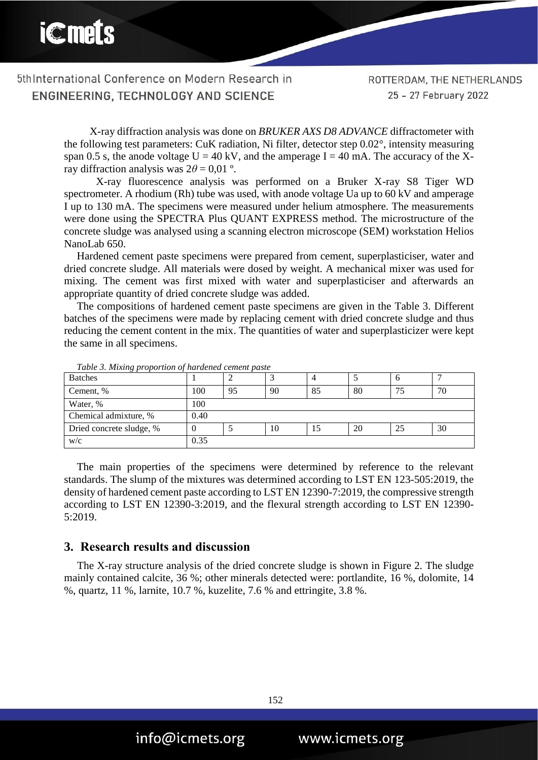X-ray diffraction analysis was done on *BRUKER AXS D8 ADVANCE* diffractometer with the following test parameters: CuK radiation, Ni filter, detector step 0.02°, intensity measuring span 0.5 s, the anode voltage $U = 40$ kV, and the amperage $I = 40$ mA. The accuracy of the X-ray diffraction analysis was $2\theta = 0{,}01$ º.

X-ray fluorescence analysis was performed on a Bruker X-ray S8 Tiger WD spectrometer. A rhodium (Rh) tube was used, with anode voltage Ua up to 60 kV and amperage I up to 130 mA. The specimens were measured under helium atmosphere. The measurements were done using the SPECTRA Plus QUANT EXPRESS method. The microstructure of the concrete sludge was analysed using a scanning electron microscope (SEM) workstation Helios NanoLab 650.

Hardened cement paste specimens were prepared from cement, superplasticiser, water and dried concrete sludge. All materials were dosed by weight. A mechanical mixer was used for mixing. The cement was first mixed with water and superplasticiser and afterwards an appropriate quantity of dried concrete sludge was added.

The compositions of hardened cement paste specimens are given in the Table 3. Different batches of the specimens were made by replacing cement with dried concrete sludge and thus reducing the cement content in the mix. The quantities of water and superplasticizer were kept the same in all specimens.

*Table 3. Mixing proportion of hardened cement paste*

| Batches | 1 | 2 | 3 | 4 | 5 | 6 | 7 |
|---|---|---|---|---|---|---|---|
| Cement, % | 100 | 95 | 90 | 85 | 80 | 75 | 70 |
| Water, % | 100 | | | | | | |
| Chemical admixture, % | 0.40 | | | | | | |
| Dried concrete sludge, % | 0 | 5 | 10 | 15 | 20 | 25 | 30 |
| w/c | 0.35 | | | | | | |

The main properties of the specimens were determined by reference to the relevant standards. The slump of the mixtures was determined according to LST EN 123-505:2019, the density of hardened cement paste according to LST EN 12390-7:2019, the compressive strength according to LST EN 12390-3:2019, and the flexural strength according to LST EN 12390-5:2019.

## 3. Research results and discussion

The X-ray structure analysis of the dried concrete sludge is shown in Figure 2. The sludge mainly contained calcite, 36 %; other minerals detected were: portlandite, 16 %, dolomite, 14 %, quartz, 11 %, larnite, 10.7 %, kuzelite, 7.6 % and ettringite, 3.8 %.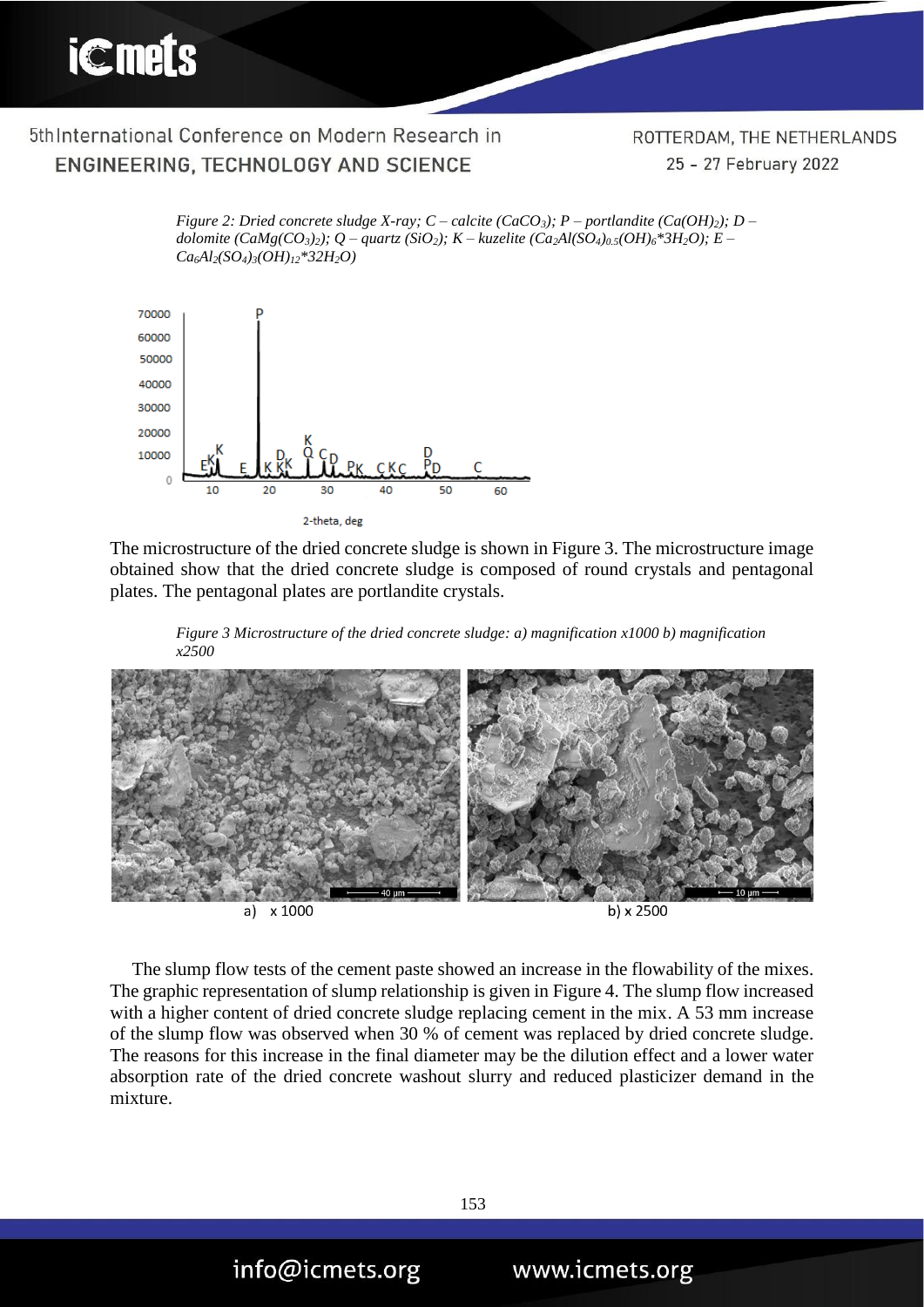*Figure 2: Dried concrete sludge X-ray; C – calcite ($CaCO_3$); P – portlandite ($Ca(OH)_2$); D – dolomite ($CaMg(CO_3)_2$); Q – quartz ($SiO_2$); K – kuzelite ($Ca_2Al(SO_4)_{0.5}(OH)_6*3H_2O$); E – $Ca_6Al_2(SO_4)_3(OH)_{12}*32H_2O$)*

The microstructure of the dried concrete sludge is shown in Figure 3. The microstructure image obtained show that the dried concrete sludge is composed of round crystals and pentagonal plates. The pentagonal plates are portlandite crystals.

*Figure 3 Microstructure of the dried concrete sludge: a) magnification x1000 b) magnification x2500*

a) x 1000 b) x 2500

The slump flow tests of the cement paste showed an increase in the flowability of the mixes. The graphic representation of slump relationship is given in Figure 4. The slump flow increased with a higher content of dried concrete sludge replacing cement in the mix. A 53 mm increase of the slump flow was observed when 30 % of cement was replaced by dried concrete sludge. The reasons for this increase in the final diameter may be the dilution effect and a lower water absorption rate of the dried concrete washout slurry and reduced plasticizer demand in the mixture.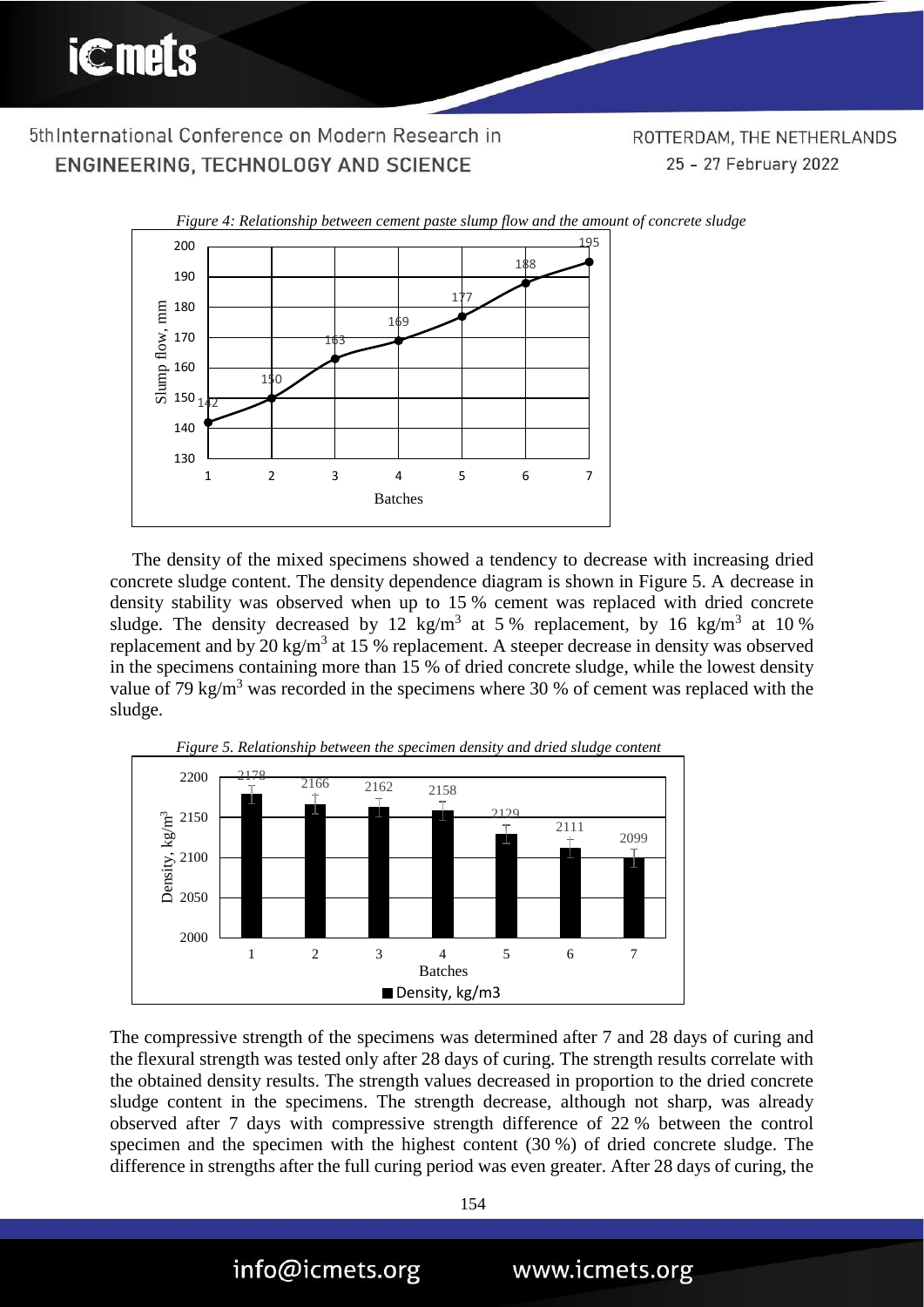*Figure 4: Relationship between cement paste slump flow and the amount of concrete sludge*

The density of the mixed specimens showed a tendency to decrease with increasing dried concrete sludge content. The density dependence diagram is shown in Figure 5. A decrease in density stability was observed when up to 15 % cement was replaced with dried concrete sludge. The density decreased by 12 kg/m$^3$ at 5 % replacement, by 16 kg/m$^3$ at 10 % replacement and by 20 kg/m$^3$ at 15 % replacement. A steeper decrease in density was observed in the specimens containing more than 15 % of dried concrete sludge, while the lowest density value of 79 kg/m$^3$ was recorded in the specimens where 30 % of cement was replaced with the sludge.

*Figure 5. Relationship between the specimen density and dried sludge content*

The compressive strength of the specimens was determined after 7 and 28 days of curing and the flexural strength was tested only after 28 days of curing. The strength results correlate with the obtained density results. The strength values decreased in proportion to the dried concrete sludge content in the specimens. The strength decrease, although not sharp, was already observed after 7 days with compressive strength difference of 22 % between the control specimen and the specimen with the highest content (30 %) of dried concrete sludge. The difference in strengths after the full curing period was even greater. After 28 days of curing, the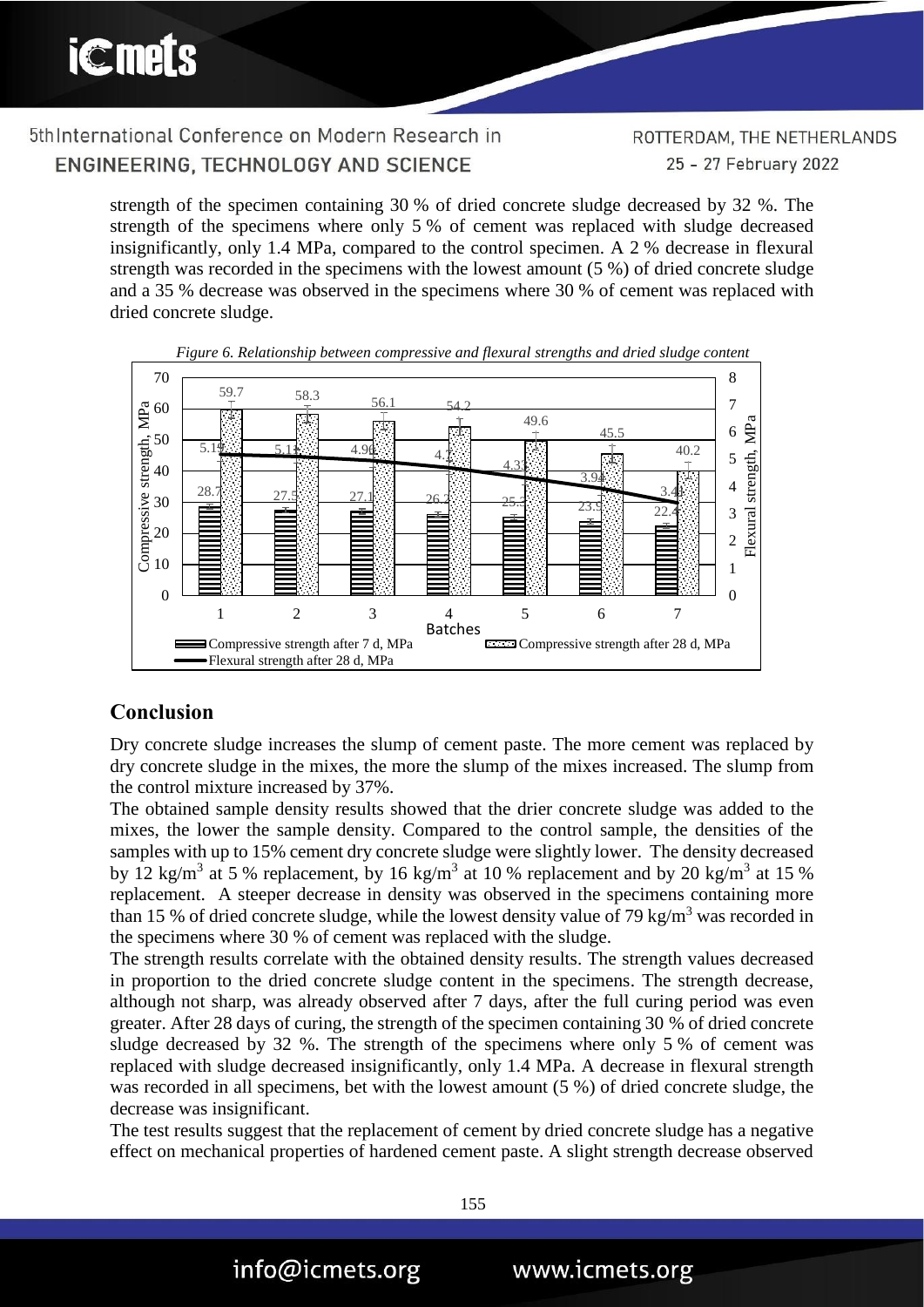strength of the specimen containing 30 % of dried concrete sludge decreased by 32 %. The strength of the specimens where only 5 % of cement was replaced with sludge decreased insignificantly, only 1.4 MPa, compared to the control specimen. A 2 % decrease in flexural strength was recorded in the specimens with the lowest amount (5 %) of dried concrete sludge and a 35 % decrease was observed in the specimens where 30 % of cement was replaced with dried concrete sludge.

*Figure 6. Relationship between compressive and flexural strengths and dried sludge content*

| Batches | Compressive strength after 7 d, MPa | Compressive strength after 28 d, MPa | Flexural strength after 28 d, MPa |
|---|---|---|---|
| 1 | 28.7 | 59.7 | 5.19 |
| 2 | 27.5 | 58.3 | 5.11 |
| 3 | 27.1 | 56.1 | 4.96 |
| 4 | 26.2 | 54.2 | 4.7 |
| 5 | 25.2 | 49.6 | 4.33 |
| 6 | 23.9 | 45.5 | 3.94 |
| 7 | 22.4 | 40.2 | 3.41 |

## Conclusion

Dry concrete sludge increases the slump of cement paste. The more cement was replaced by dry concrete sludge in the mixes, the more the slump of the mixes increased. The slump from the control mixture increased by 37%.

The obtained sample density results showed that the drier concrete sludge was added to the mixes, the lower the sample density. Compared to the control sample, the densities of the samples with up to 15% cement dry concrete sludge were slightly lower. The density decreased by 12 kg/m$^3$ at 5 % replacement, by 16 kg/m$^3$ at 10 % replacement and by 20 kg/m$^3$ at 15 % replacement. A steeper decrease in density was observed in the specimens containing more than 15 % of dried concrete sludge, while the lowest density value of 79 kg/m$^3$ was recorded in the specimens where 30 % of cement was replaced with the sludge.

The strength results correlate with the obtained density results. The strength values decreased in proportion to the dried concrete sludge content in the specimens. The strength decrease, although not sharp, was already observed after 7 days, after the full curing period was even greater. After 28 days of curing, the strength of the specimen containing 30 % of dried concrete sludge decreased by 32 %. The strength of the specimens where only 5 % of cement was replaced with sludge decreased insignificantly, only 1.4 MPa. A decrease in flexural strength was recorded in all specimens, bet with the lowest amount (5 %) of dried concrete sludge, the decrease was insignificant.

The test results suggest that the replacement of cement by dried concrete sludge has a negative effect on mechanical properties of hardened cement paste. A slight strength decrease observed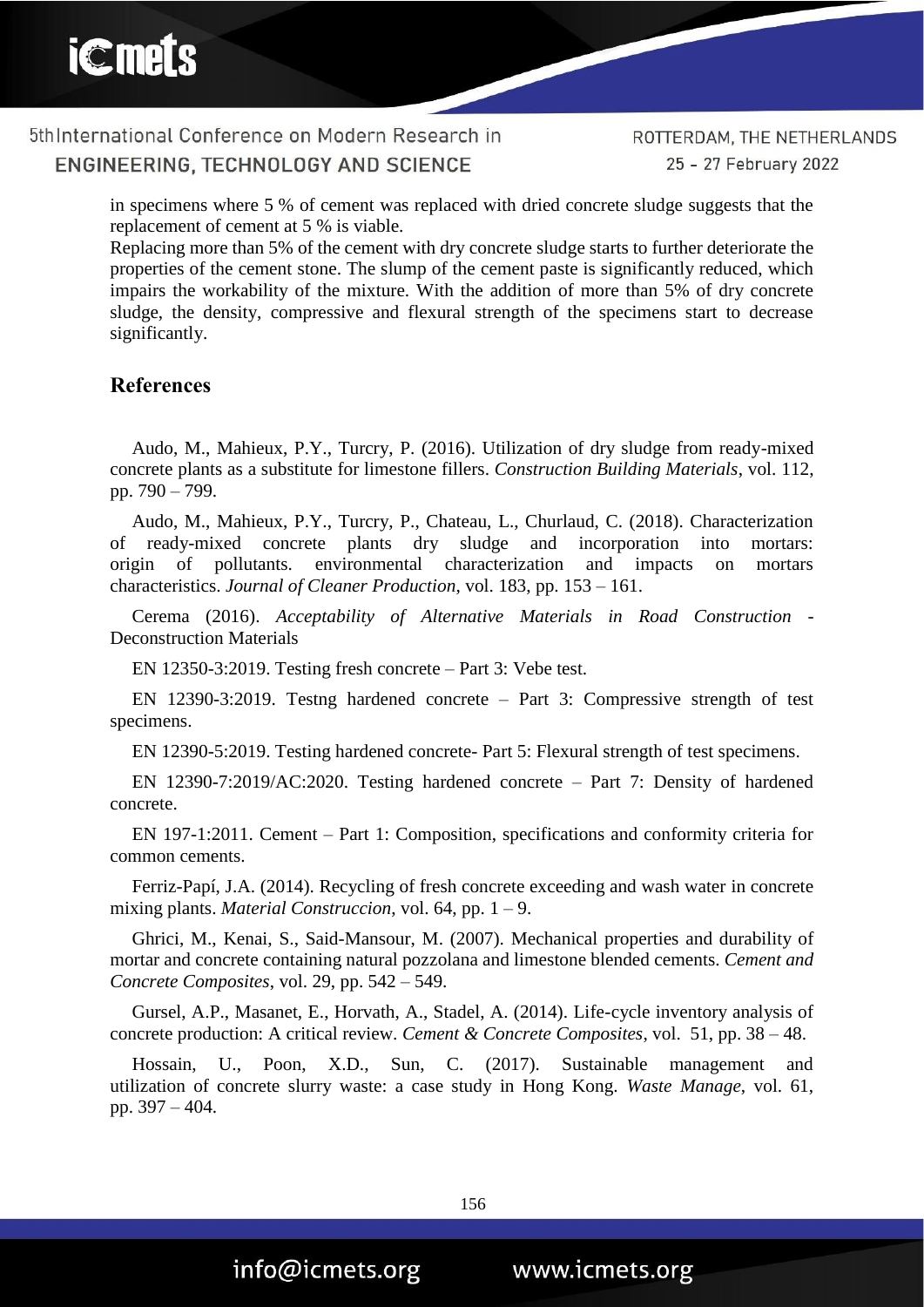in specimens where 5 % of cement was replaced with dried concrete sludge suggests that the replacement of cement at 5 % is viable.

Replacing more than 5% of the cement with dry concrete sludge starts to further deteriorate the properties of the cement stone. The slump of the cement paste is significantly reduced, which impairs the workability of the mixture. With the addition of more than 5% of dry concrete sludge, the density, compressive and flexural strength of the specimens start to decrease significantly.

## References

Audo, M., Mahieux, P.Y., Turcry, P. (2016). Utilization of dry sludge from ready-mixed concrete plants as a substitute for limestone fillers. *Construction Building Materials*, vol. 112, pp. 790 – 799.

Audo, M., Mahieux, P.Y., Turcry, P., Chateau, L., Churlaud, C. (2018). Characterization of ready-mixed concrete plants dry sludge and incorporation into mortars: origin of pollutants. environmental characterization and impacts on mortars characteristics. *Journal of Cleaner Production*, vol. 183, pp. 153 – 161.

Cerema (2016). *Acceptability of Alternative Materials in Road Construction* - Deconstruction Materials

EN 12350-3:2019. Testing fresh concrete – Part 3: Vebe test.

EN 12390-3:2019. Testng hardened concrete – Part 3: Compressive strength of test specimens.

EN 12390-5:2019. Testing hardened concrete- Part 5: Flexural strength of test specimens.

EN 12390-7:2019/AC:2020. Testing hardened concrete – Part 7: Density of hardened concrete.

EN 197-1:2011. Cement – Part 1: Composition, specifications and conformity criteria for common cements.

Ferriz-Papí, J.A. (2014). Recycling of fresh concrete exceeding and wash water in concrete mixing plants. *Material Construccion*, vol. 64, pp. 1 – 9.

Ghrici, M., Kenai, S., Said-Mansour, M. (2007). Mechanical properties and durability of mortar and concrete containing natural pozzolana and limestone blended cements. *Cement and Concrete Composites*, vol. 29, pp. 542 – 549.

Gursel, A.P., Masanet, E., Horvath, A., Stadel, A. (2014). Life-cycle inventory analysis of concrete production: A critical review. *Cement & Concrete Composites*, vol. 51, pp. 38 – 48.

Hossain, U., Poon, X.D., Sun, C. (2017). Sustainable management and utilization of concrete slurry waste: a case study in Hong Kong. *Waste Manage*, vol. 61, pp. 397 – 404.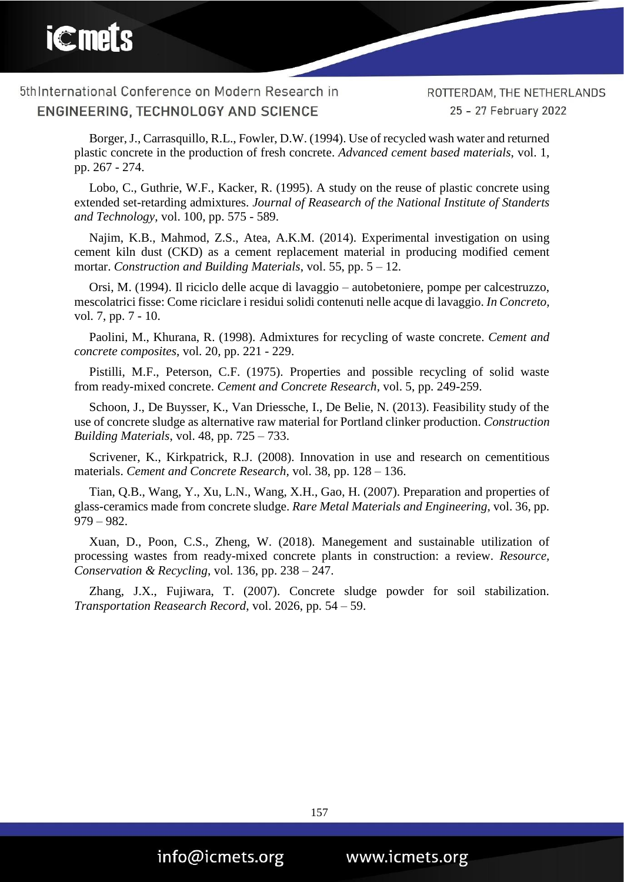Borger, J., Carrasquillo, R.L., Fowler, D.W. (1994). Use of recycled wash water and returned plastic concrete in the production of fresh concrete. *Advanced cement based materials*, vol. 1, pp. 267 - 274.

Lobo, C., Guthrie, W.F., Kacker, R. (1995). A study on the reuse of plastic concrete using extended set-retarding admixtures. *Journal of Reasearch of the National Institute of Standerts and Technology*, vol. 100, pp. 575 - 589.

Najim, K.B., Mahmod, Z.S., Atea, A.K.M. (2014). Experimental investigation on using cement kiln dust (CKD) as a cement replacement material in producing modified cement mortar. *Construction and Building Materials*, vol. 55, pp. 5 – 12.

Orsi, M. (1994). Il riciclo delle acque di lavaggio – autobetoniere, pompe per calcestruzzo, mescolatrici fisse: Come riciclare i residui solidi contenuti nelle acque di lavaggio. *In Concreto*, vol. 7, pp. 7 - 10.

Paolini, M., Khurana, R. (1998). Admixtures for recycling of waste concrete. *Cement and concrete composites*, vol. 20, pp. 221 - 229.

Pistilli, M.F., Peterson, C.F. (1975). Properties and possible recycling of solid waste from ready-mixed concrete. *Cement and Concrete Research*, vol. 5, pp. 249-259.

Schoon, J., De Buysser, K., Van Driessche, I., De Belie, N. (2013). Feasibility study of the use of concrete sludge as alternative raw material for Portland clinker production. *Construction Building Materials*, vol. 48, pp. 725 – 733.

Scrivener, K., Kirkpatrick, R.J. (2008). Innovation in use and research on cementitious materials. *Cement and Concrete Research*, vol. 38, pp. 128 – 136.

Tian, Q.B., Wang, Y., Xu, L.N., Wang, X.H., Gao, H. (2007). Preparation and properties of glass-ceramics made from concrete sludge. *Rare Metal Materials and Engineering*, vol. 36, pp. 979 – 982.

Xuan, D., Poon, C.S., Zheng, W. (2018). Manegement and sustainable utilization of processing wastes from ready-mixed concrete plants in construction: a review. *Resource, Conservation & Recycling*, vol. 136, pp. 238 – 247.

Zhang, J.X., Fujiwara, T. (2007). Concrete sludge powder for soil stabilization. *Transportation Reasearch Record*, vol. 2026, pp. 54 – 59.